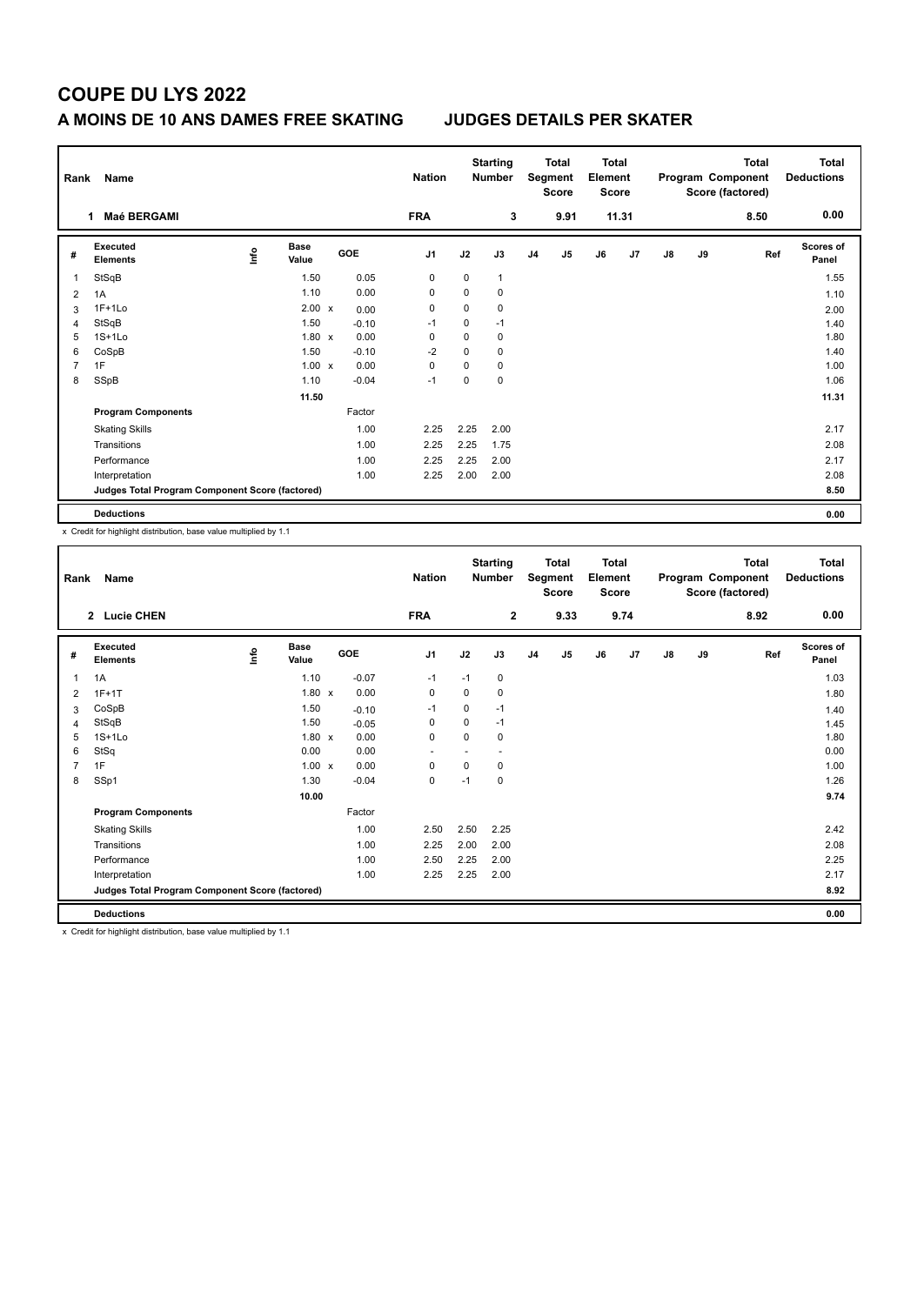# COUPE DU LYS 2022

## A MOINS DE 10 ANS DAMES FREE SKATING — JUDGES DETAILS PER SKATER

| Rank | Name | Nation | Starting Number | Total Segment Score | Total Element Score | Total Program Component Score (factored) | Total Deductions |
|---|---|---|---|---|---|---|---|
| 1 | Maé BERGAMI | FRA | 3 | 9.91 | 11.31 | 8.50 | 0.00 |

| # | Executed Elements | Info | Base Value | | GOE | J1 | J2 | J3 | J4 | J5 | J6 | J7 | J8 | J9 | Ref | Scores of Panel |
|---|---|---|---|---|---|---|---|---|---|---|---|---|---|---|---|---|
| 1 | StSqB | | 1.50 | | 0.05 | 0 | 0 | 1 | | | | | | | | 1.55 |
| 2 | 1A | | 1.10 | | 0.00 | 0 | 0 | 0 | | | | | | | | 1.10 |
| 3 | 1F+1Lo | | 2.00 | x | 0.00 | 0 | 0 | 0 | | | | | | | | 2.00 |
| 4 | StSqB | | 1.50 | | -0.10 | -1 | 0 | -1 | | | | | | | | 1.40 |
| 5 | 1S+1Lo | | 1.80 | x | 0.00 | 0 | 0 | 0 | | | | | | | | 1.80 |
| 6 | CoSpB | | 1.50 | | -0.10 | -2 | 0 | 0 | | | | | | | | 1.40 |
| 7 | 1F | | 1.00 | x | 0.00 | 0 | 0 | 0 | | | | | | | | 1.00 |
| 8 | SSpB | | 1.10 | | -0.04 | -1 | 0 | 0 | | | | | | | | 1.06 |
| | | | 11.50 | | | | | | | | | | | | | 11.31 |
| | **Program Components** | | | | Factor | | | | | | | | | | | |
| | Skating Skills | | | | 1.00 | 2.25 | 2.25 | 2.00 | | | | | | | | 2.17 |
| | Transitions | | | | 1.00 | 2.25 | 2.25 | 1.75 | | | | | | | | 2.08 |
| | Performance | | | | 1.00 | 2.25 | 2.25 | 2.00 | | | | | | | | 2.17 |
| | Interpretation | | | | 1.00 | 2.25 | 2.00 | 2.00 | | | | | | | | 2.08 |
| | **Judges Total Program Component Score (factored)** | | | | | | | | | | | | | | | 8.50 |
| | **Deductions** | | | | | | | | | | | | | | | 0.00 |

x Credit for highlight distribution, base value multiplied by 1.1

| Rank | Name | Nation | Starting Number | Total Segment Score | Total Element Score | Total Program Component Score (factored) | Total Deductions |
|---|---|---|---|---|---|---|---|
| 2 | Lucie CHEN | FRA | 2 | 9.33 | 9.74 | 8.92 | 0.00 |

| # | Executed Elements | Info | Base Value | | GOE | J1 | J2 | J3 | J4 | J5 | J6 | J7 | J8 | J9 | Ref | Scores of Panel |
|---|---|---|---|---|---|---|---|---|---|---|---|---|---|---|---|---|
| 1 | 1A | | 1.10 | | -0.07 | -1 | -1 | 0 | | | | | | | | 1.03 |
| 2 | 1F+1T | | 1.80 | x | 0.00 | 0 | 0 | 0 | | | | | | | | 1.80 |
| 3 | CoSpB | | 1.50 | | -0.10 | -1 | 0 | -1 | | | | | | | | 1.40 |
| 4 | StSqB | | 1.50 | | -0.05 | 0 | 0 | -1 | | | | | | | | 1.45 |
| 5 | 1S+1Lo | | 1.80 | x | 0.00 | 0 | 0 | 0 | | | | | | | | 1.80 |
| 6 | StSq | | 0.00 | | 0.00 | - | - | - | | | | | | | | 0.00 |
| 7 | 1F | | 1.00 | x | 0.00 | 0 | 0 | 0 | | | | | | | | 1.00 |
| 8 | SSp1 | | 1.30 | | -0.04 | 0 | -1 | 0 | | | | | | | | 1.26 |
| | | | 10.00 | | | | | | | | | | | | | 9.74 |
| | **Program Components** | | | | Factor | | | | | | | | | | | |
| | Skating Skills | | | | 1.00 | 2.50 | 2.50 | 2.25 | | | | | | | | 2.42 |
| | Transitions | | | | 1.00 | 2.25 | 2.00 | 2.00 | | | | | | | | 2.08 |
| | Performance | | | | 1.00 | 2.50 | 2.25 | 2.00 | | | | | | | | 2.25 |
| | Interpretation | | | | 1.00 | 2.25 | 2.25 | 2.00 | | | | | | | | 2.17 |
| | **Judges Total Program Component Score (factored)** | | | | | | | | | | | | | | | 8.92 |
| | **Deductions** | | | | | | | | | | | | | | | 0.00 |

x Credit for highlight distribution, base value multiplied by 1.1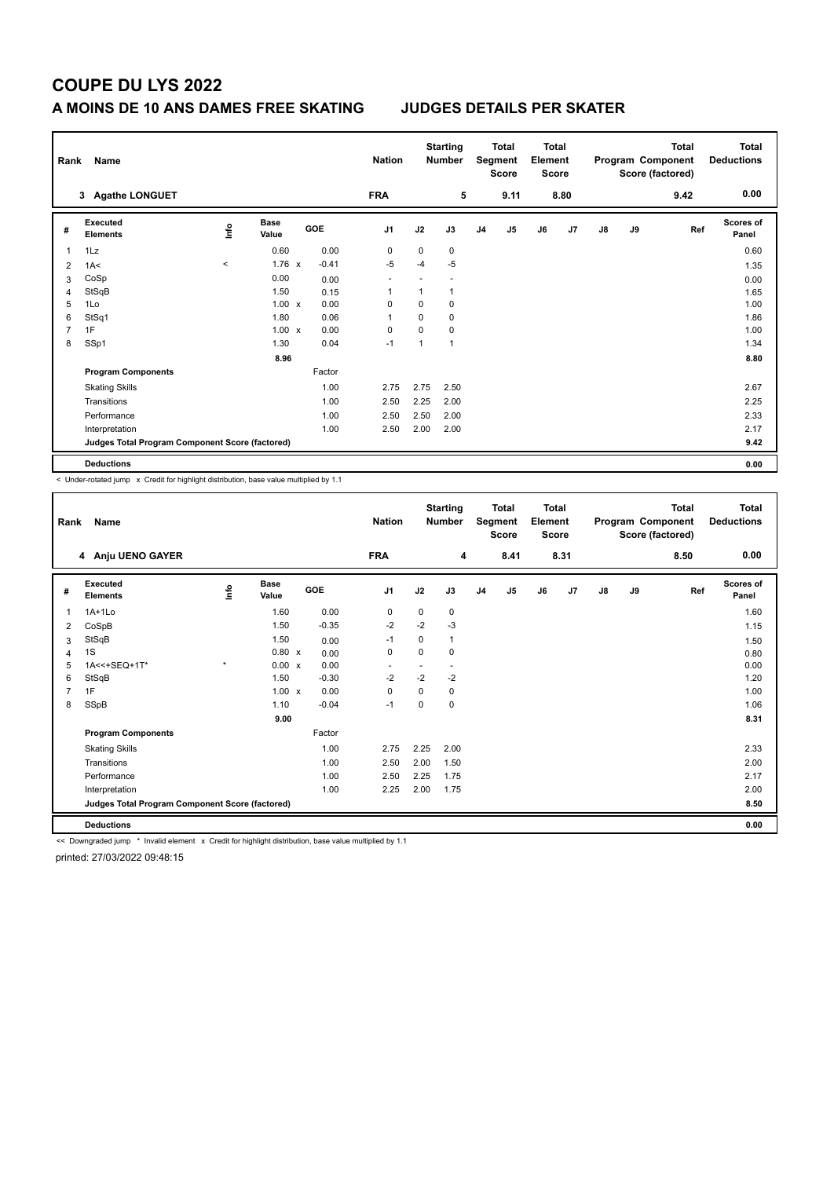# COUPE DU LYS 2022

## A MOINS DE 10 ANS DAMES FREE SKATING JUDGES DETAILS PER SKATER

| Rank | Name | Nation | Starting Number | Total Segment Score | Total Element Score | Total Program Component Score (factored) | Total Deductions |
|---|---|---|---|---|---|---|---|
| 3 | Agathe LONGUET | FRA | 5 | 9.11 | 8.80 | 9.42 | 0.00 |

| # | Executed Elements | Info | Base Value | | GOE | J1 | J2 | J3 | J4 | J5 | J6 | J7 | J8 | J9 | Ref | Scores of Panel |
|---|---|---|---|---|---|---|---|---|---|---|---|---|---|---|---|---|
| 1 | 1Lz | | 0.60 | | 0.00 | 0 | 0 | 0 | | | | | | | | 0.60 |
| 2 | 1A< | < | 1.76 | x | -0.41 | -5 | -4 | -5 | | | | | | | | 1.35 |
| 3 | CoSp | | 0.00 | | 0.00 | - | - | - | | | | | | | | 0.00 |
| 4 | StSqB | | 1.50 | | 0.15 | 1 | 1 | 1 | | | | | | | | 1.65 |
| 5 | 1Lo | | 1.00 | x | 0.00 | 0 | 0 | 0 | | | | | | | | 1.00 |
| 6 | StSq1 | | 1.80 | | 0.06 | 1 | 0 | 0 | | | | | | | | 1.86 |
| 7 | 1F | | 1.00 | x | 0.00 | 0 | 0 | 0 | | | | | | | | 1.00 |
| 8 | SSp1 | | 1.30 | | 0.04 | -1 | 1 | 1 | | | | | | | | 1.34 |
| | | | 8.96 | | | | | | | | | | | | | 8.80 |
| | **Program Components** | | | | Factor | | | | | | | | | | | |
| | Skating Skills | | | | 1.00 | 2.75 | 2.75 | 2.50 | | | | | | | | 2.67 |
| | Transitions | | | | 1.00 | 2.50 | 2.25 | 2.00 | | | | | | | | 2.25 |
| | Performance | | | | 1.00 | 2.50 | 2.50 | 2.00 | | | | | | | | 2.33 |
| | Interpretation | | | | 1.00 | 2.50 | 2.00 | 2.00 | | | | | | | | 2.17 |
| | **Judges Total Program Component Score (factored)** | | | | | | | | | | | | | | | 9.42 |
| | **Deductions** | | | | | | | | | | | | | | | 0.00 |

< Under-rotated jump x Credit for highlight distribution, base value multiplied by 1.1

| Rank | Name | Nation | Starting Number | Total Segment Score | Total Element Score | Total Program Component Score (factored) | Total Deductions |
|---|---|---|---|---|---|---|---|
| 4 | Anju UENO GAYER | FRA | 4 | 8.41 | 8.31 | 8.50 | 0.00 |

| # | Executed Elements | Info | Base Value | | GOE | J1 | J2 | J3 | J4 | J5 | J6 | J7 | J8 | J9 | Ref | Scores of Panel |
|---|---|---|---|---|---|---|---|---|---|---|---|---|---|---|---|---|
| 1 | 1A+1Lo | | 1.60 | | 0.00 | 0 | 0 | 0 | | | | | | | | 1.60 |
| 2 | CoSpB | | 1.50 | | -0.35 | -2 | -2 | -3 | | | | | | | | 1.15 |
| 3 | StSqB | | 1.50 | | 0.00 | -1 | 0 | 1 | | | | | | | | 1.50 |
| 4 | 1S | | 0.80 | x | 0.00 | 0 | 0 | 0 | | | | | | | | 0.80 |
| 5 | 1A<<+SEQ+1T* | * | 0.00 | x | 0.00 | - | - | - | | | | | | | | 0.00 |
| 6 | StSqB | | 1.50 | | -0.30 | -2 | -2 | -2 | | | | | | | | 1.20 |
| 7 | 1F | | 1.00 | x | 0.00 | 0 | 0 | 0 | | | | | | | | 1.00 |
| 8 | SSpB | | 1.10 | | -0.04 | -1 | 0 | 0 | | | | | | | | 1.06 |
| | | | 9.00 | | | | | | | | | | | | | 8.31 |
| | **Program Components** | | | | Factor | | | | | | | | | | | |
| | Skating Skills | | | | 1.00 | 2.75 | 2.25 | 2.00 | | | | | | | | 2.33 |
| | Transitions | | | | 1.00 | 2.50 | 2.00 | 1.50 | | | | | | | | 2.00 |
| | Performance | | | | 1.00 | 2.50 | 2.25 | 1.75 | | | | | | | | 2.17 |
| | Interpretation | | | | 1.00 | 2.25 | 2.00 | 1.75 | | | | | | | | 2.00 |
| | **Judges Total Program Component Score (factored)** | | | | | | | | | | | | | | | 8.50 |
| | **Deductions** | | | | | | | | | | | | | | | 0.00 |

<< Downgraded jump * Invalid element x Credit for highlight distribution, base value multiplied by 1.1

printed: 27/03/2022 09:48:15